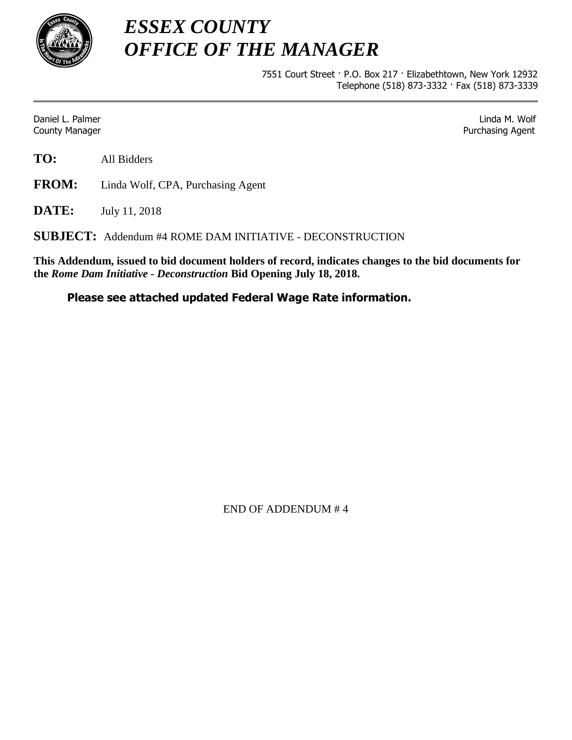# *ESSEX COUNTY*
# *OFFICE OF THE MANAGER*

7551 Court Street · P.O. Box 217 · Elizabethtown, New York 12932
Telephone (518) 873-3332 · Fax (518) 873-3339

---

Daniel L. Palmer
County Manager

Linda M. Wolf
Purchasing Agent

**TO:** All Bidders

**FROM:** Linda Wolf, CPA, Purchasing Agent

**DATE:** July 11, 2018

**SUBJECT:** Addendum #4 ROME DAM INITIATIVE - DECONSTRUCTION

**This Addendum, issued to bid document holders of record, indicates changes to the bid documents for the *Rome Dam Initiative - Deconstruction* Bid Opening July 18, 2018.**

**Please see attached updated Federal Wage Rate information.**

END OF ADDENDUM # 4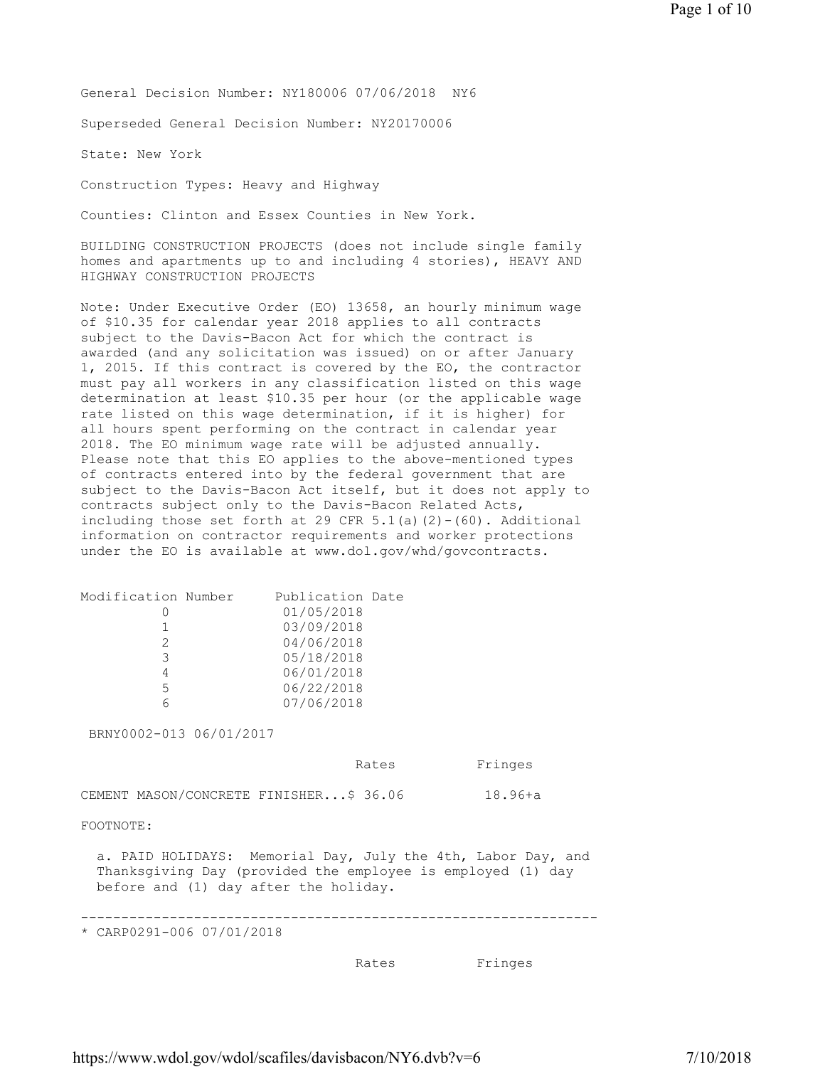General Decision Number: NY180006 07/06/2018 NY6

Superseded General Decision Number: NY20170006

State: New York

Construction Types: Heavy and Highway

Counties: Clinton and Essex Counties in New York.

BUILDING CONSTRUCTION PROJECTS (does not include single family homes and apartments up to and including 4 stories), HEAVY AND HIGHWAY CONSTRUCTION PROJECTS

Note: Under Executive Order (EO) 13658, an hourly minimum wage of $10.35 for calendar year 2018 applies to all contracts subject to the Davis-Bacon Act for which the contract is awarded (and any solicitation was issued) on or after January 1, 2015. If this contract is covered by the EO, the contractor must pay all workers in any classification listed on this wage determination at least $10.35 per hour (or the applicable wage rate listed on this wage determination, if it is higher) for all hours spent performing on the contract in calendar year 2018. The EO minimum wage rate will be adjusted annually. Please note that this EO applies to the above-mentioned types of contracts entered into by the federal government that are subject to the Davis-Bacon Act itself, but it does not apply to contracts subject only to the Davis-Bacon Related Acts, including those set forth at 29 CFR 5.1(a)(2)-(60). Additional information on contractor requirements and worker protections under the EO is available at www.dol.gov/whd/govcontracts.

| Modification Number | Publication Date |
|---|---|
| 0 | 01/05/2018 |
| 1 | 03/09/2018 |
| 2 | 04/06/2018 |
| 3 | 05/18/2018 |
| 4 | 06/01/2018 |
| 5 | 06/22/2018 |
| 6 | 07/06/2018 |

BRNY0002-013 06/01/2017

| | Rates | Fringes |
|---|---|---|
| CEMENT MASON/CONCRETE FINISHER... | $ 36.06 | 18.96+a |

FOOTNOTE:

a. PAID HOLIDAYS: Memorial Day, July the 4th, Labor Day, and Thanksgiving Day (provided the employee is employed (1) day before and (1) day after the holiday.

----------------------------------------------------------------

\* CARP0291-006 07/01/2018

| | Rates | Fringes |
|---|---|---|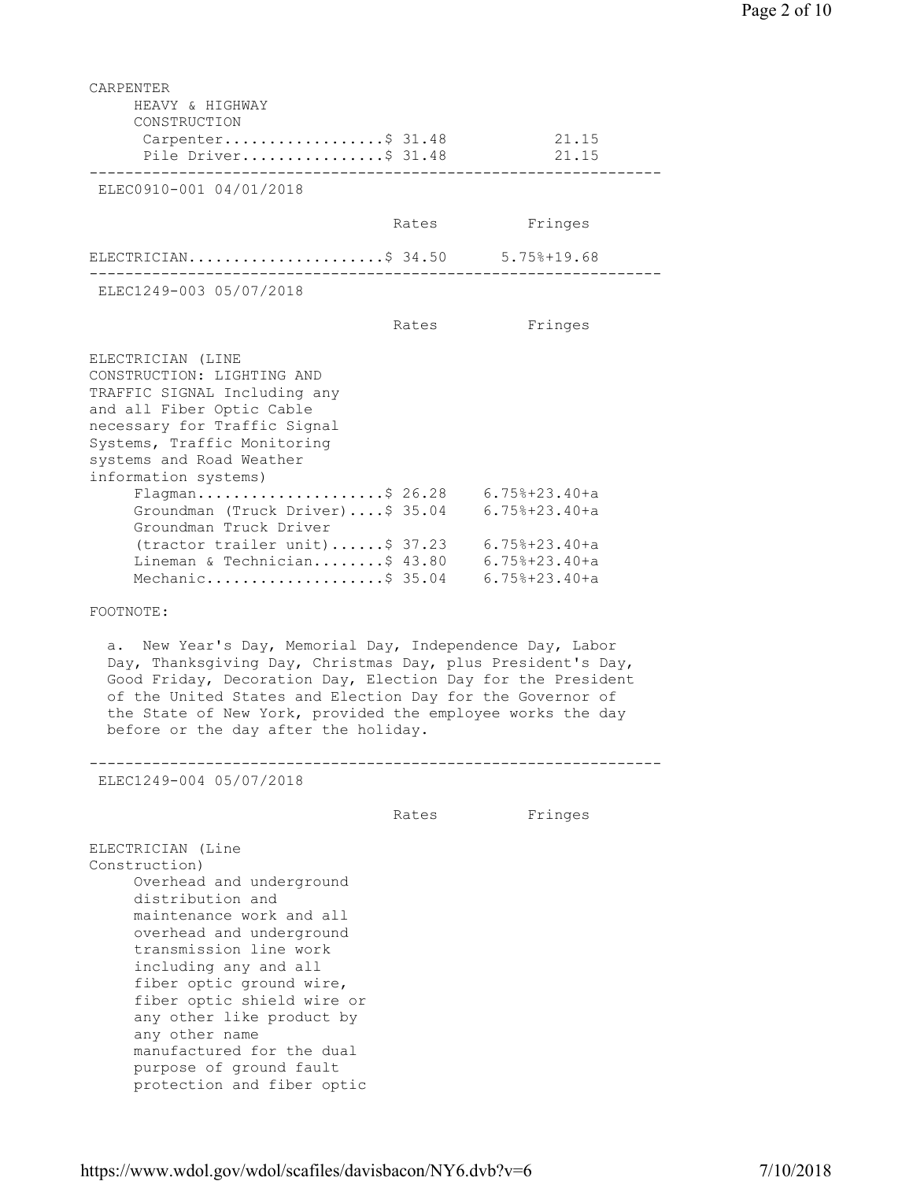CARPENTER
HEAVY & HIGHWAY
CONSTRUCTION

| | Rates | Fringes |
|---|---|---|
| Carpenter | $ 31.48 | 21.15 |
| Pile Driver | $ 31.48 | 21.15 |

---

ELEC0910-001 04/01/2018

| | Rates | Fringes |
|---|---|---|
| ELECTRICIAN | $ 34.50 | 5.75%+19.68 |

---

ELEC1249-003 05/07/2018

| | Rates | Fringes |
|---|---|---|
| ELECTRICIAN (LINE CONSTRUCTION: LIGHTING AND TRAFFIC SIGNAL Including any and all Fiber Optic Cable necessary for Traffic Signal Systems, Traffic Monitoring systems and Road Weather information systems) | | |
| Flagman | $ 26.28 | 6.75%+23.40+a |
| Groundman (Truck Driver) | $ 35.04 | 6.75%+23.40+a |
| Groundman Truck Driver (tractor trailer unit) | $ 37.23 | 6.75%+23.40+a |
| Lineman & Technician | $ 43.80 | 6.75%+23.40+a |
| Mechanic | $ 35.04 | 6.75%+23.40+a |

FOOTNOTE:

a. New Year's Day, Memorial Day, Independence Day, Labor Day, Thanksgiving Day, Christmas Day, plus President's Day, Good Friday, Decoration Day, Election Day for the President of the United States and Election Day for the Governor of the State of New York, provided the employee works the day before or the day after the holiday.

---

ELEC1249-004 05/07/2018

| | Rates | Fringes |
|---|---|---|

ELECTRICIAN (Line Construction)
Overhead and underground distribution and maintenance work and all overhead and underground transmission line work including any and all fiber optic ground wire, fiber optic shield wire or any other like product by any other name manufactured for the dual purpose of ground fault protection and fiber optic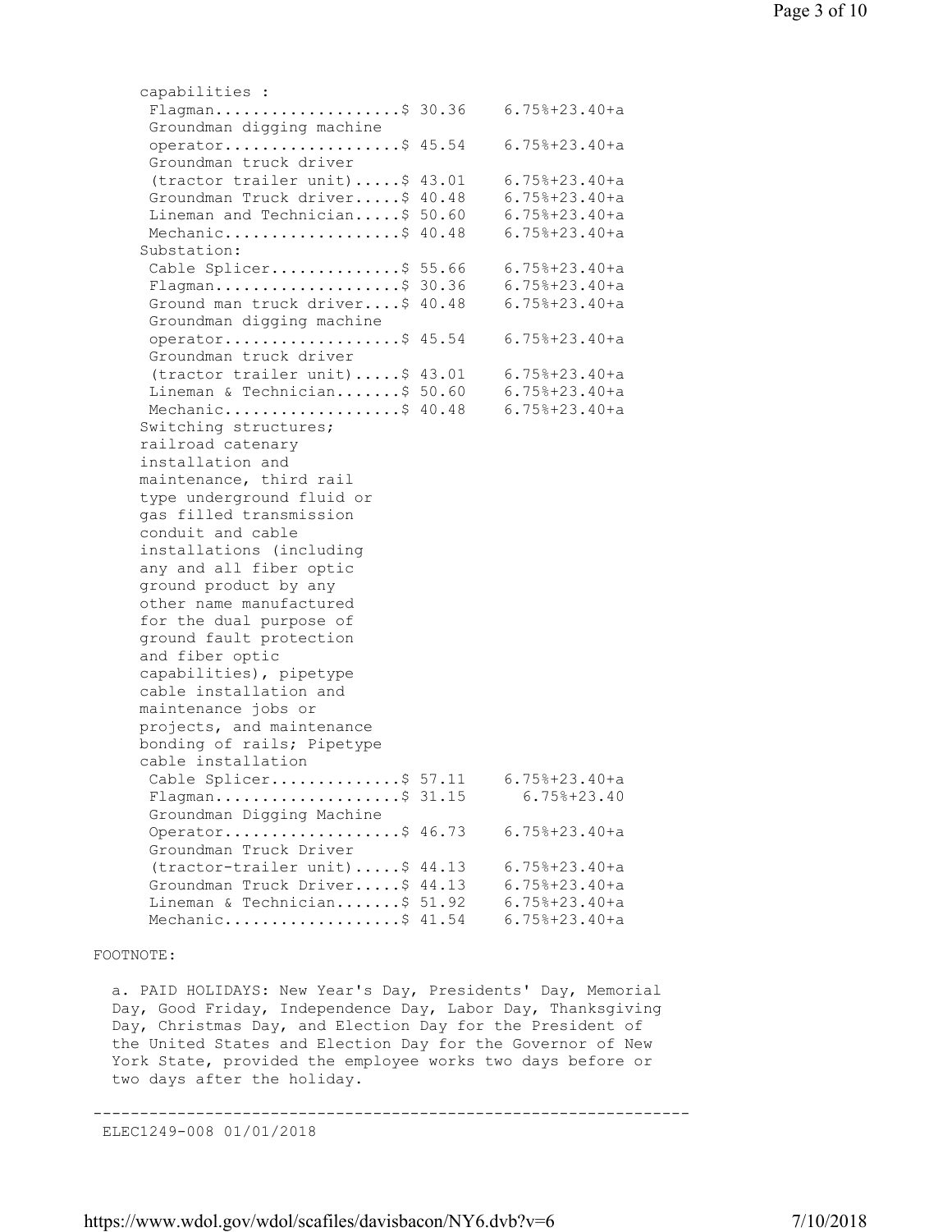```
    capabilities :
     Flagman....................$ 30.36    6.75%+23.40+a
     Groundman digging machine
     operator...................$ 45.54    6.75%+23.40+a
     Groundman truck driver
     (tractor trailer unit).....$ 43.01    6.75%+23.40+a
     Groundman Truck driver.....$ 40.48    6.75%+23.40+a
     Lineman and Technician.....$ 50.60    6.75%+23.40+a
     Mechanic...................$ 40.48    6.75%+23.40+a
    Substation:
     Cable Splicer..............$ 55.66    6.75%+23.40+a
     Flagman....................$ 30.36    6.75%+23.40+a
     Ground man truck driver....$ 40.48    6.75%+23.40+a
     Groundman digging machine
     operator...................$ 45.54    6.75%+23.40+a
     Groundman truck driver
     (tractor trailer unit).....$ 43.01    6.75%+23.40+a
     Lineman & Technician.......$ 50.60    6.75%+23.40+a
     Mechanic...................$ 40.48    6.75%+23.40+a
    Switching structures;
    railroad catenary
    installation and
    maintenance, third rail
    type underground fluid or
    gas filled transmission
    conduit and cable
    installations (including
    any and all fiber optic
    ground product by any
    other name manufactured
    for the dual purpose of
    ground fault protection
    and fiber optic
    capabilities), pipetype
    cable installation and
    maintenance jobs or
    projects, and maintenance
    bonding of rails; Pipetype
    cable installation
     Cable Splicer..............$ 57.11    6.75%+23.40+a
     Flagman....................$ 31.15      6.75%+23.40
     Groundman Digging Machine
     Operator...................$ 46.73    6.75%+23.40+a
     Groundman Truck Driver
     (tractor-trailer unit).....$ 44.13    6.75%+23.40+a
     Groundman Truck Driver.....$ 44.13    6.75%+23.40+a
     Lineman & Technician.......$ 51.92    6.75%+23.40+a
     Mechanic...................$ 41.54    6.75%+23.40+a

FOOTNOTE:

  a. PAID HOLIDAYS: New Year's Day, Presidents' Day, Memorial
  Day, Good Friday, Independence Day, Labor Day, Thanksgiving
  Day, Christmas Day, and Election Day for the President of
  the United States and Election Day for the Governor of New
  York State, provided the employee works two days before or
  two days after the holiday.

----------------------------------------------------------------
 ELEC1249-008 01/01/2018
```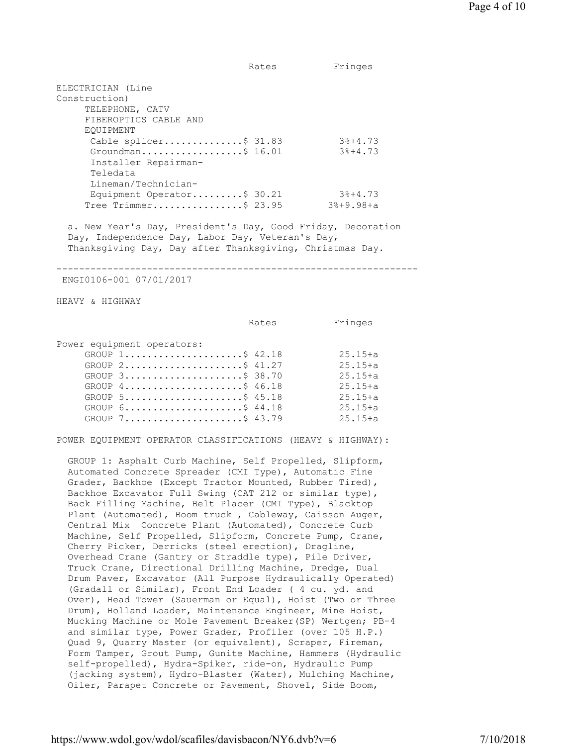| | Rates | Fringes |
|---|---|---|
| ELECTRICIAN (Line Construction) | | |
| TELEPHONE, CATV FIBEROPTICS CABLE AND EQUIPMENT | | |
| Cable splicer | $ 31.83 | 3%+4.73 |
| Groundman | $ 16.01 | 3%+4.73 |
| Installer Repairman-Teledata Lineman/Technician-Equipment Operator | $ 30.21 | 3%+4.73 |
| Tree Trimmer | $ 23.95 | 3%+9.98+a |

a. New Year's Day, President's Day, Good Friday, Decoration Day, Independence Day, Labor Day, Veteran's Day, Thanksgiving Day, Day after Thanksgiving, Christmas Day.

---

ENGI0106-001 07/01/2017

HEAVY & HIGHWAY

| | Rates | Fringes |
|---|---|---|
| Power equipment operators: | | |
| GROUP 1 | $ 42.18 | 25.15+a |
| GROUP 2 | $ 41.27 | 25.15+a |
| GROUP 3 | $ 38.70 | 25.15+a |
| GROUP 4 | $ 46.18 | 25.15+a |
| GROUP 5 | $ 45.18 | 25.15+a |
| GROUP 6 | $ 44.18 | 25.15+a |
| GROUP 7 | $ 43.79 | 25.15+a |

POWER EQUIPMENT OPERATOR CLASSIFICATIONS (HEAVY & HIGHWAY):

GROUP 1: Asphalt Curb Machine, Self Propelled, Slipform, Automated Concrete Spreader (CMI Type), Automatic Fine Grader, Backhoe (Except Tractor Mounted, Rubber Tired), Backhoe Excavator Full Swing (CAT 212 or similar type), Back Filling Machine, Belt Placer (CMI Type), Blacktop Plant (Automated), Boom truck , Cableway, Caisson Auger, Central Mix Concrete Plant (Automated), Concrete Curb Machine, Self Propelled, Slipform, Concrete Pump, Crane, Cherry Picker, Derricks (steel erection), Dragline, Overhead Crane (Gantry or Straddle type), Pile Driver, Truck Crane, Directional Drilling Machine, Dredge, Dual Drum Paver, Excavator (All Purpose Hydraulically Operated) (Gradall or Similar), Front End Loader ( 4 cu. yd. and Over), Head Tower (Sauerman or Equal), Hoist (Two or Three Drum), Holland Loader, Maintenance Engineer, Mine Hoist, Mucking Machine or Mole Pavement Breaker(SP) Wertgen; PB-4 and similar type, Power Grader, Profiler (over 105 H.P.) Quad 9, Quarry Master (or equivalent), Scraper, Fireman, Form Tamper, Grout Pump, Gunite Machine, Hammers (Hydraulic self-propelled), Hydra-Spiker, ride-on, Hydraulic Pump (jacking system), Hydro-Blaster (Water), Mulching Machine, Oiler, Parapet Concrete or Pavement, Shovel, Side Boom,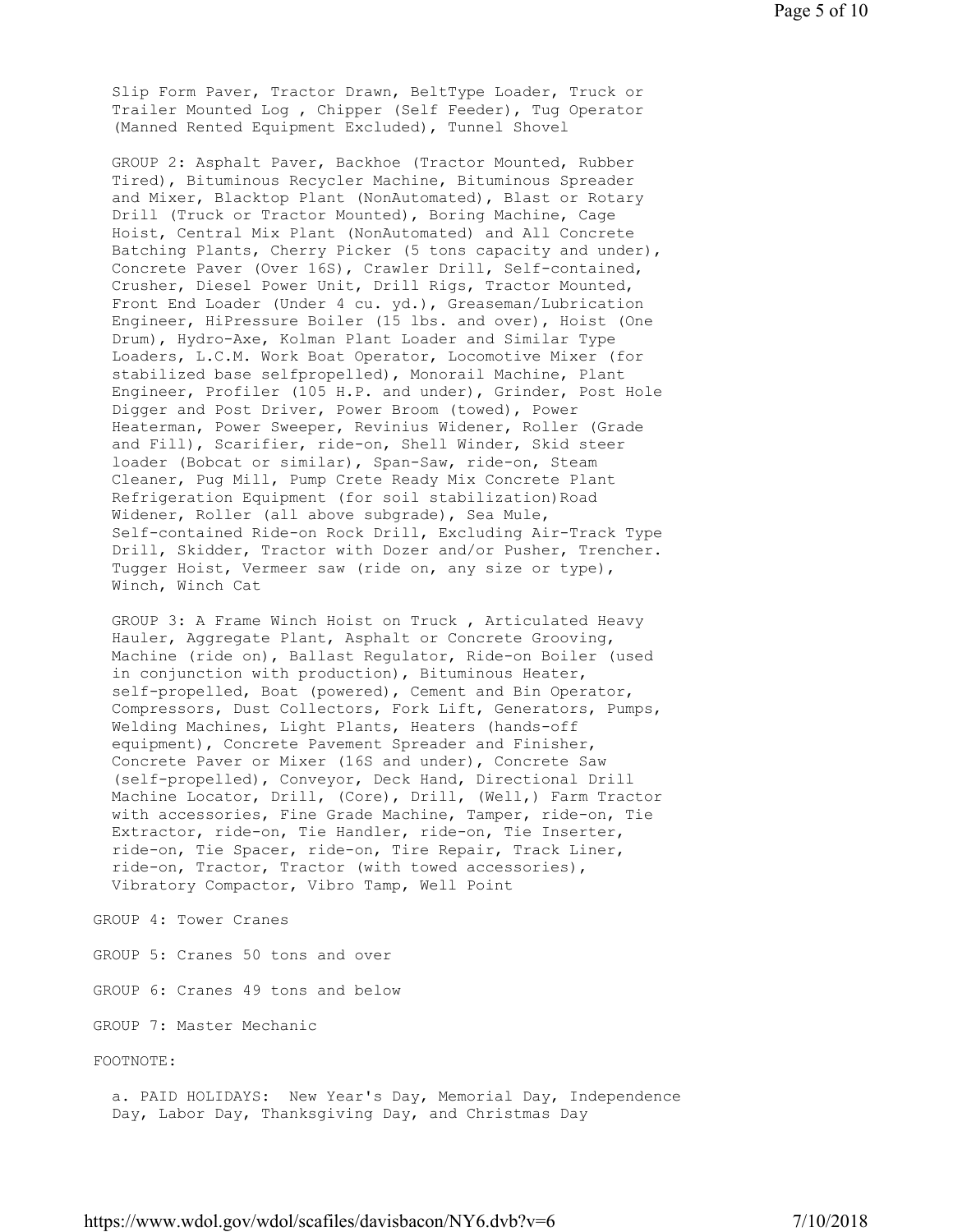Slip Form Paver, Tractor Drawn, BeltType Loader, Truck or Trailer Mounted Log , Chipper (Self Feeder), Tug Operator (Manned Rented Equipment Excluded), Tunnel Shovel

GROUP 2: Asphalt Paver, Backhoe (Tractor Mounted, Rubber Tired), Bituminous Recycler Machine, Bituminous Spreader and Mixer, Blacktop Plant (NonAutomated), Blast or Rotary Drill (Truck or Tractor Mounted), Boring Machine, Cage Hoist, Central Mix Plant (NonAutomated) and All Concrete Batching Plants, Cherry Picker (5 tons capacity and under), Concrete Paver (Over 16S), Crawler Drill, Self-contained, Crusher, Diesel Power Unit, Drill Rigs, Tractor Mounted, Front End Loader (Under 4 cu. yd.), Greaseman/Lubrication Engineer, HiPressure Boiler (15 lbs. and over), Hoist (One Drum), Hydro-Axe, Kolman Plant Loader and Similar Type Loaders, L.C.M. Work Boat Operator, Locomotive Mixer (for stabilized base selfpropelled), Monorail Machine, Plant Engineer, Profiler (105 H.P. and under), Grinder, Post Hole Digger and Post Driver, Power Broom (towed), Power Heaterman, Power Sweeper, Revinius Widener, Roller (Grade and Fill), Scarifier, ride-on, Shell Winder, Skid steer loader (Bobcat or similar), Span-Saw, ride-on, Steam Cleaner, Pug Mill, Pump Crete Ready Mix Concrete Plant Refrigeration Equipment (for soil stabilization)Road Widener, Roller (all above subgrade), Sea Mule, Self-contained Ride-on Rock Drill, Excluding Air-Track Type Drill, Skidder, Tractor with Dozer and/or Pusher, Trencher. Tugger Hoist, Vermeer saw (ride on, any size or type), Winch, Winch Cat

GROUP 3: A Frame Winch Hoist on Truck , Articulated Heavy Hauler, Aggregate Plant, Asphalt or Concrete Grooving, Machine (ride on), Ballast Regulator, Ride-on Boiler (used in conjunction with production), Bituminous Heater, self-propelled, Boat (powered), Cement and Bin Operator, Compressors, Dust Collectors, Fork Lift, Generators, Pumps, Welding Machines, Light Plants, Heaters (hands-off equipment), Concrete Pavement Spreader and Finisher, Concrete Paver or Mixer (16S and under), Concrete Saw (self-propelled), Conveyor, Deck Hand, Directional Drill Machine Locator, Drill, (Core), Drill, (Well,) Farm Tractor with accessories, Fine Grade Machine, Tamper, ride-on, Tie Extractor, ride-on, Tie Handler, ride-on, Tie Inserter, ride-on, Tie Spacer, ride-on, Tire Repair, Track Liner, ride-on, Tractor, Tractor (with towed accessories), Vibratory Compactor, Vibro Tamp, Well Point

GROUP 4: Tower Cranes

GROUP 5: Cranes 50 tons and over

GROUP 6: Cranes 49 tons and below

GROUP 7: Master Mechanic

FOOTNOTE:

a. PAID HOLIDAYS: New Year's Day, Memorial Day, Independence Day, Labor Day, Thanksgiving Day, and Christmas Day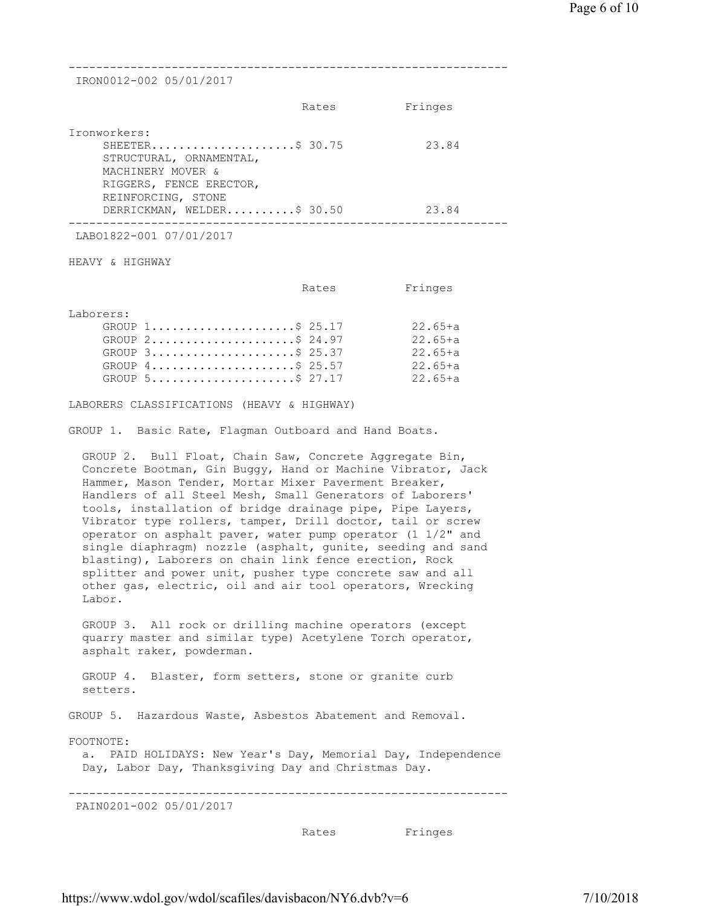---

IRON0012-002 05/01/2017

| | Rates | Fringes |
|---|---|---|
| Ironworkers: | | |
| SHEETER | $ 30.75 | 23.84 |
| STRUCTURAL, ORNAMENTAL, MACHINERY MOVER & RIGGERS, FENCE ERECTOR, REINFORCING, STONE DERRICKMAN, WELDER | $ 30.50 | 23.84 |

---

LABO1822-001 07/01/2017

HEAVY & HIGHWAY

| | Rates | Fringes |
|---|---|---|
| Laborers: | | |
| GROUP 1 | $ 25.17 | 22.65+a |
| GROUP 2 | $ 24.97 | 22.65+a |
| GROUP 3 | $ 25.37 | 22.65+a |
| GROUP 4 | $ 25.57 | 22.65+a |
| GROUP 5 | $ 27.17 | 22.65+a |

LABORERS CLASSIFICATIONS (HEAVY & HIGHWAY)

GROUP 1. Basic Rate, Flagman Outboard and Hand Boats.

GROUP 2. Bull Float, Chain Saw, Concrete Aggregate Bin, Concrete Bootman, Gin Buggy, Hand or Machine Vibrator, Jack Hammer, Mason Tender, Mortar Mixer Paverment Breaker, Handlers of all Steel Mesh, Small Generators of Laborers' tools, installation of bridge drainage pipe, Pipe Layers, Vibrator type rollers, tamper, Drill doctor, tail or screw operator on asphalt paver, water pump operator (1 1/2" and single diaphragm) nozzle (asphalt, gunite, seeding and sand blasting), Laborers on chain link fence erection, Rock splitter and power unit, pusher type concrete saw and all other gas, electric, oil and air tool operators, Wrecking Labor.

GROUP 3. All rock or drilling machine operators (except quarry master and similar type) Acetylene Torch operator, asphalt raker, powderman.

GROUP 4. Blaster, form setters, stone or granite curb setters.

GROUP 5. Hazardous Waste, Asbestos Abatement and Removal.

FOOTNOTE:

a. PAID HOLIDAYS: New Year's Day, Memorial Day, Independence Day, Labor Day, Thanksgiving Day and Christmas Day.

---

PAIN0201-002 05/01/2017

| | Rates | Fringes |
|---|---|---|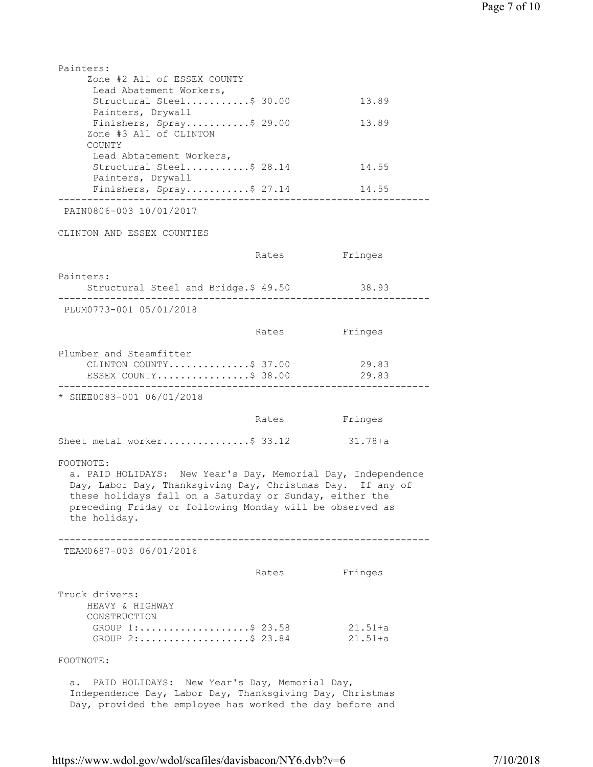Painters:

Zone #2 All of ESSEX COUNTY

| | Rates | Fringes |
|---|---|---|
| Lead Abatement Workers, Structural Steel | $ 30.00 | 13.89 |
| Painters, Drywall Finishers, Spray | $ 29.00 | 13.89 |

Zone #3 All of CLINTON COUNTY

| | Rates | Fringes |
|---|---|---|
| Lead Abtatement Workers, Structural Steel | $ 28.14 | 14.55 |
| Painters, Drywall Finishers, Spray | $ 27.14 | 14.55 |

---

PAIN0806-003 10/01/2017

CLINTON AND ESSEX COUNTIES

| | Rates | Fringes |
|---|---|---|
| Painters: | | |
| Structural Steel and Bridge | $ 49.50 | 38.93 |

---

PLUM0773-001 05/01/2018

| | Rates | Fringes |
|---|---|---|
| Plumber and Steamfitter | | |
| CLINTON COUNTY | $ 37.00 | 29.83 |
| ESSEX COUNTY | $ 38.00 | 29.83 |

---

* SHEE0083-001 06/01/2018

| | Rates | Fringes |
|---|---|---|
| Sheet metal worker | $ 33.12 | 31.78+a |

FOOTNOTE:

a. PAID HOLIDAYS: New Year's Day, Memorial Day, Independence Day, Labor Day, Thanksgiving Day, Christmas Day. If any of these holidays fall on a Saturday or Sunday, either the preceding Friday or following Monday will be observed as the holiday.

---

TEAM0687-003 06/01/2016

| | Rates | Fringes |
|---|---|---|
| Truck drivers: | | |
| HEAVY & HIGHWAY CONSTRUCTION | | |
| GROUP 1: | $ 23.58 | 21.51+a |
| GROUP 2: | $ 23.84 | 21.51+a |

FOOTNOTE:

a. PAID HOLIDAYS: New Year's Day, Memorial Day, Independence Day, Labor Day, Thanksgiving Day, Christmas Day, provided the employee has worked the day before and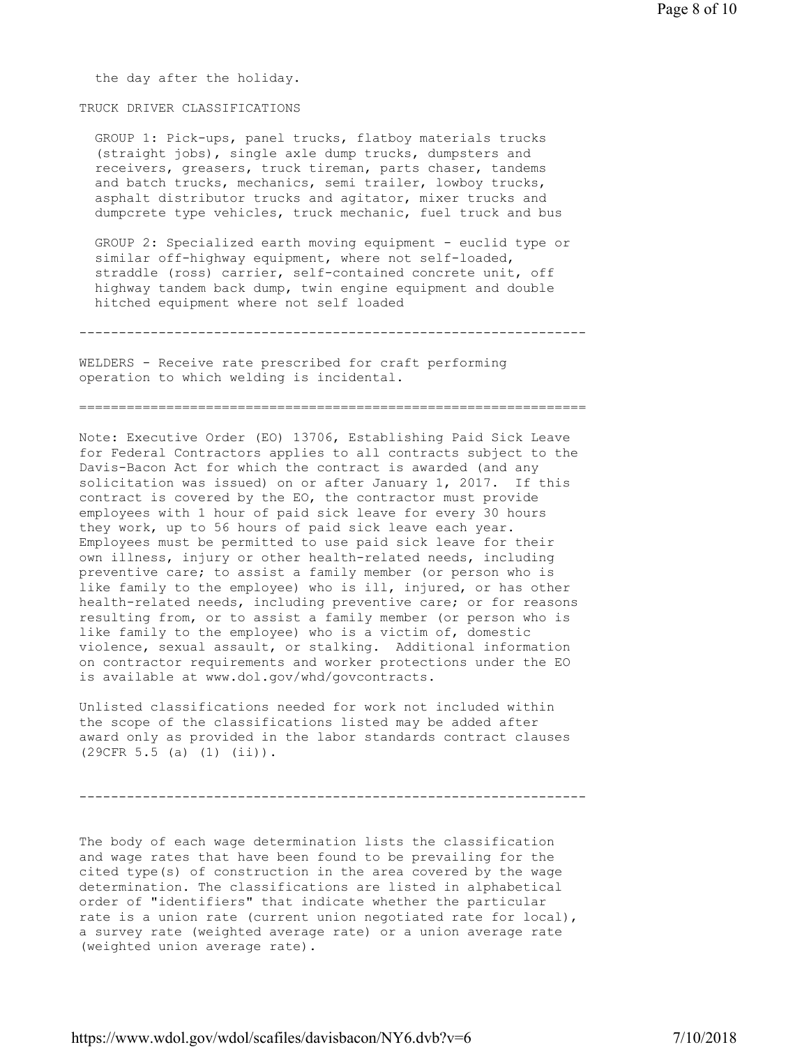the day after the holiday.

TRUCK DRIVER CLASSIFICATIONS

GROUP 1: Pick-ups, panel trucks, flatboy materials trucks (straight jobs), single axle dump trucks, dumpsters and receivers, greasers, truck tireman, parts chaser, tandems and batch trucks, mechanics, semi trailer, lowboy trucks, asphalt distributor trucks and agitator, mixer trucks and dumpcrete type vehicles, truck mechanic, fuel truck and bus

GROUP 2: Specialized earth moving equipment - euclid type or similar off-highway equipment, where not self-loaded, straddle (ross) carrier, self-contained concrete unit, off highway tandem back dump, twin engine equipment and double hitched equipment where not self loaded

----------------------------------------------------------------

WELDERS - Receive rate prescribed for craft performing operation to which welding is incidental.

================================================================

Note: Executive Order (EO) 13706, Establishing Paid Sick Leave for Federal Contractors applies to all contracts subject to the Davis-Bacon Act for which the contract is awarded (and any solicitation was issued) on or after January 1, 2017. If this contract is covered by the EO, the contractor must provide employees with 1 hour of paid sick leave for every 30 hours they work, up to 56 hours of paid sick leave each year. Employees must be permitted to use paid sick leave for their own illness, injury or other health-related needs, including preventive care; to assist a family member (or person who is like family to the employee) who is ill, injured, or has other health-related needs, including preventive care; or for reasons resulting from, or to assist a family member (or person who is like family to the employee) who is a victim of, domestic violence, sexual assault, or stalking. Additional information on contractor requirements and worker protections under the EO is available at www.dol.gov/whd/govcontracts.

Unlisted classifications needed for work not included within the scope of the classifications listed may be added after award only as provided in the labor standards contract clauses (29CFR 5.5 (a) (1) (ii)).

----------------------------------------------------------------

The body of each wage determination lists the classification and wage rates that have been found to be prevailing for the cited type(s) of construction in the area covered by the wage determination. The classifications are listed in alphabetical order of "identifiers" that indicate whether the particular rate is a union rate (current union negotiated rate for local), a survey rate (weighted average rate) or a union average rate (weighted union average rate).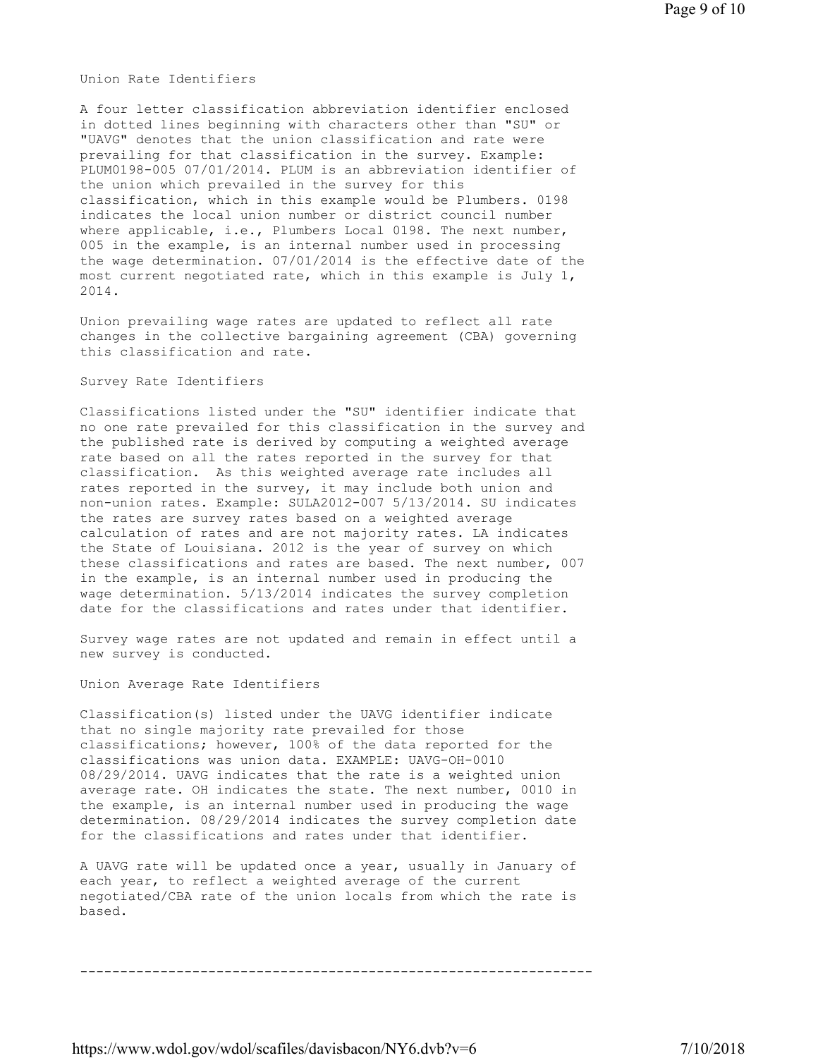Union Rate Identifiers

A four letter classification abbreviation identifier enclosed in dotted lines beginning with characters other than "SU" or "UAVG" denotes that the union classification and rate were prevailing for that classification in the survey. Example: PLUM0198-005 07/01/2014. PLUM is an abbreviation identifier of the union which prevailed in the survey for this classification, which in this example would be Plumbers. 0198 indicates the local union number or district council number where applicable, i.e., Plumbers Local 0198. The next number, 005 in the example, is an internal number used in processing the wage determination. 07/01/2014 is the effective date of the most current negotiated rate, which in this example is July 1, 2014.

Union prevailing wage rates are updated to reflect all rate changes in the collective bargaining agreement (CBA) governing this classification and rate.

Survey Rate Identifiers

Classifications listed under the "SU" identifier indicate that no one rate prevailed for this classification in the survey and the published rate is derived by computing a weighted average rate based on all the rates reported in the survey for that classification. As this weighted average rate includes all rates reported in the survey, it may include both union and non-union rates. Example: SULA2012-007 5/13/2014. SU indicates the rates are survey rates based on a weighted average calculation of rates and are not majority rates. LA indicates the State of Louisiana. 2012 is the year of survey on which these classifications and rates are based. The next number, 007 in the example, is an internal number used in producing the wage determination. 5/13/2014 indicates the survey completion date for the classifications and rates under that identifier.

Survey wage rates are not updated and remain in effect until a new survey is conducted.

Union Average Rate Identifiers

Classification(s) listed under the UAVG identifier indicate that no single majority rate prevailed for those classifications; however, 100% of the data reported for the classifications was union data. EXAMPLE: UAVG-OH-0010 08/29/2014. UAVG indicates that the rate is a weighted union average rate. OH indicates the state. The next number, 0010 in the example, is an internal number used in producing the wage determination. 08/29/2014 indicates the survey completion date for the classifications and rates under that identifier.

A UAVG rate will be updated once a year, usually in January of each year, to reflect a weighted average of the current negotiated/CBA rate of the union locals from which the rate is based.

----------------------------------------------------------------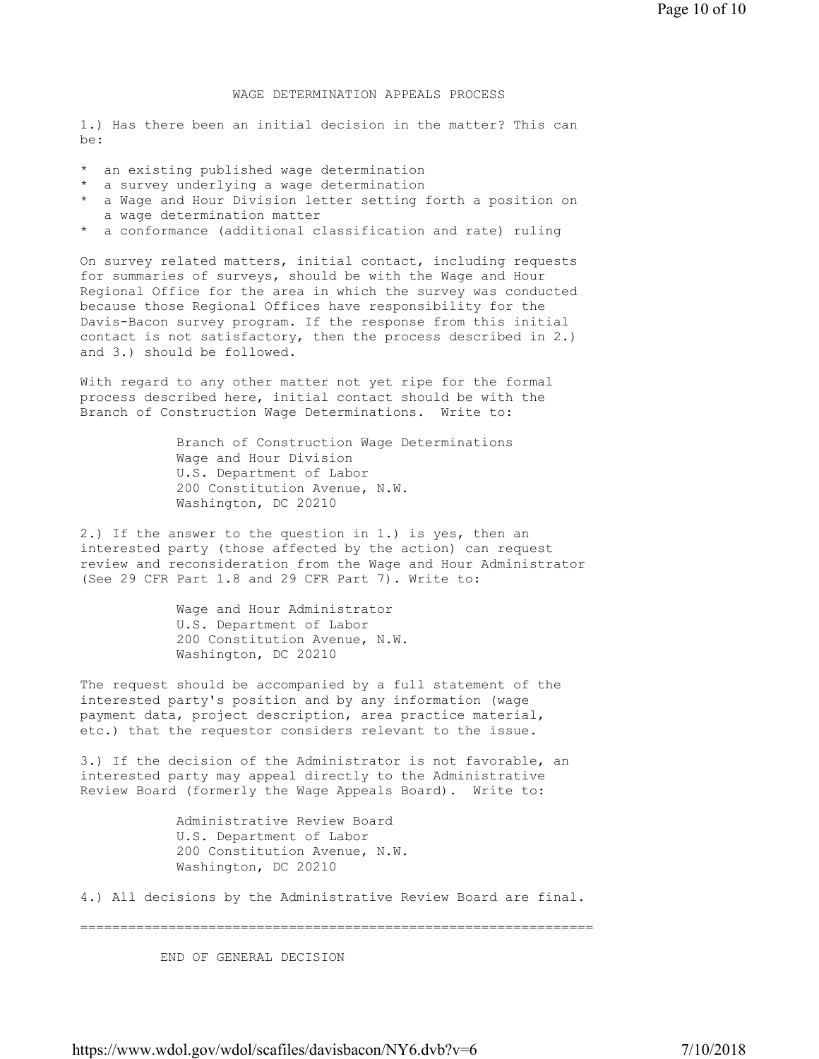## WAGE DETERMINATION APPEALS PROCESS

1.) Has there been an initial decision in the matter? This can be:

* an existing published wage determination
* a survey underlying a wage determination
* a Wage and Hour Division letter setting forth a position on a wage determination matter
* a conformance (additional classification and rate) ruling

On survey related matters, initial contact, including requests for summaries of surveys, should be with the Wage and Hour Regional Office for the area in which the survey was conducted because those Regional Offices have responsibility for the Davis-Bacon survey program. If the response from this initial contact is not satisfactory, then the process described in 2.) and 3.) should be followed.

With regard to any other matter not yet ripe for the formal process described here, initial contact should be with the Branch of Construction Wage Determinations. Write to:

Branch of Construction Wage Determinations
Wage and Hour Division
U.S. Department of Labor
200 Constitution Avenue, N.W.
Washington, DC 20210

2.) If the answer to the question in 1.) is yes, then an interested party (those affected by the action) can request review and reconsideration from the Wage and Hour Administrator (See 29 CFR Part 1.8 and 29 CFR Part 7). Write to:

Wage and Hour Administrator
U.S. Department of Labor
200 Constitution Avenue, N.W.
Washington, DC 20210

The request should be accompanied by a full statement of the interested party's position and by any information (wage payment data, project description, area practice material, etc.) that the requestor considers relevant to the issue.

3.) If the decision of the Administrator is not favorable, an interested party may appeal directly to the Administrative Review Board (formerly the Wage Appeals Board). Write to:

Administrative Review Board
U.S. Department of Labor
200 Constitution Avenue, N.W.
Washington, DC 20210

4.) All decisions by the Administrative Review Board are final.

================================================================

END OF GENERAL DECISION